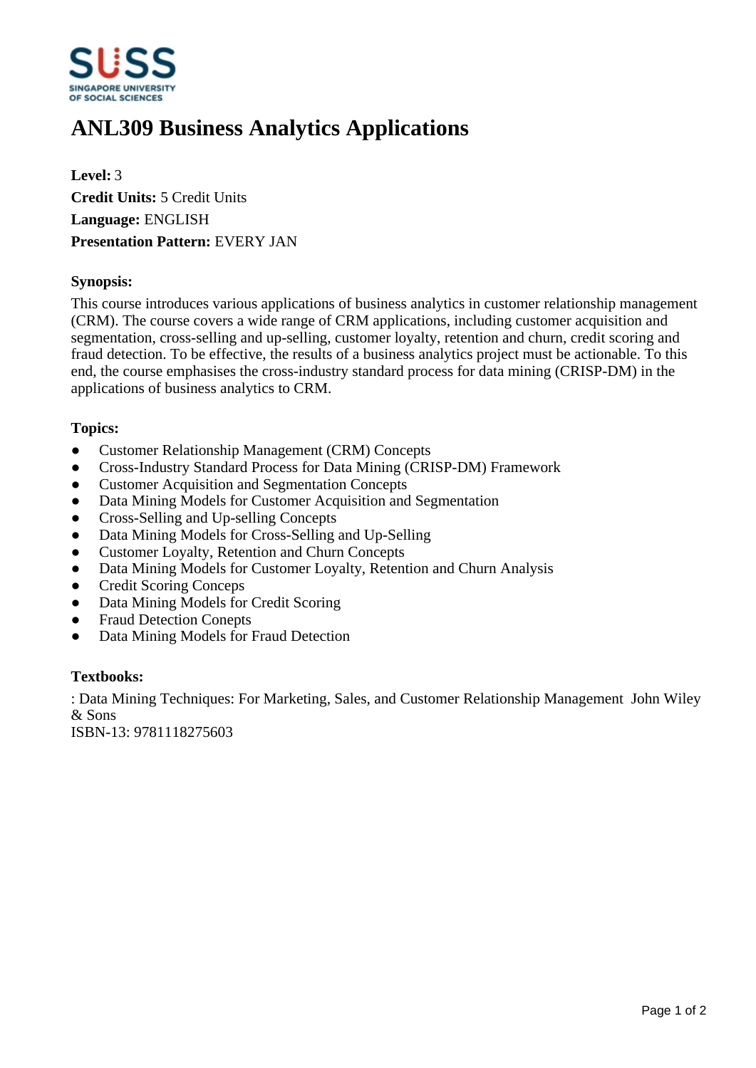# ANL309 Business Analytics Applications

**Level:** 3
**Credit Units:** 5 Credit Units
**Language:** ENGLISH
**Presentation Pattern:** EVERY JAN

### Synopsis:

This course introduces various applications of business analytics in customer relationship management (CRM). The course covers a wide range of CRM applications, including customer acquisition and segmentation, cross-selling and up-selling, customer loyalty, retention and churn, credit scoring and fraud detection. To be effective, the results of a business analytics project must be actionable. To this end, the course emphasises the cross-industry standard process for data mining (CRISP-DM) in the applications of business analytics to CRM.

### Topics:

- Customer Relationship Management (CRM) Concepts
- Cross-Industry Standard Process for Data Mining (CRISP-DM) Framework
- Customer Acquisition and Segmentation Concepts
- Data Mining Models for Customer Acquisition and Segmentation
- Cross-Selling and Up-selling Concepts
- Data Mining Models for Cross-Selling and Up-Selling
- Customer Loyalty, Retention and Churn Concepts
- Data Mining Models for Customer Loyalty, Retention and Churn Analysis
- Credit Scoring Conceps
- Data Mining Models for Credit Scoring
- Fraud Detection Conepts
- Data Mining Models for Fraud Detection

### Textbooks:

: Data Mining Techniques: For Marketing, Sales, and Customer Relationship Management John Wiley & Sons
ISBN-13: 9781118275603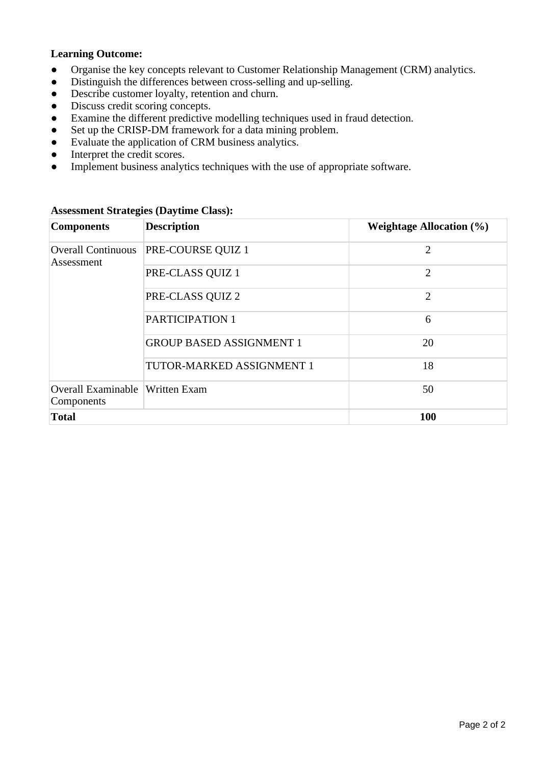**Learning Outcome:**

- Organise the key concepts relevant to Customer Relationship Management (CRM) analytics.
- Distinguish the differences between cross-selling and up-selling.
- Describe customer loyalty, retention and churn.
- Discuss credit scoring concepts.
- Examine the different predictive modelling techniques used in fraud detection.
- Set up the CRISP-DM framework for a data mining problem.
- Evaluate the application of CRM business analytics.
- Interpret the credit scores.
- Implement business analytics techniques with the use of appropriate software.

**Assessment Strategies (Daytime Class):**

| **Components** | **Description** | **Weightage Allocation (%)** |
|---|---|---|
| Overall Continuous Assessment | PRE-COURSE QUIZ 1 | 2 |
| | PRE-CLASS QUIZ 1 | 2 |
| | PRE-CLASS QUIZ 2 | 2 |
| | PARTICIPATION 1 | 6 |
| | GROUP BASED ASSIGNMENT 1 | 20 |
| | TUTOR-MARKED ASSIGNMENT 1 | 18 |
| Overall Examinable Components | Written Exam | 50 |
| **Total** | | **100** |